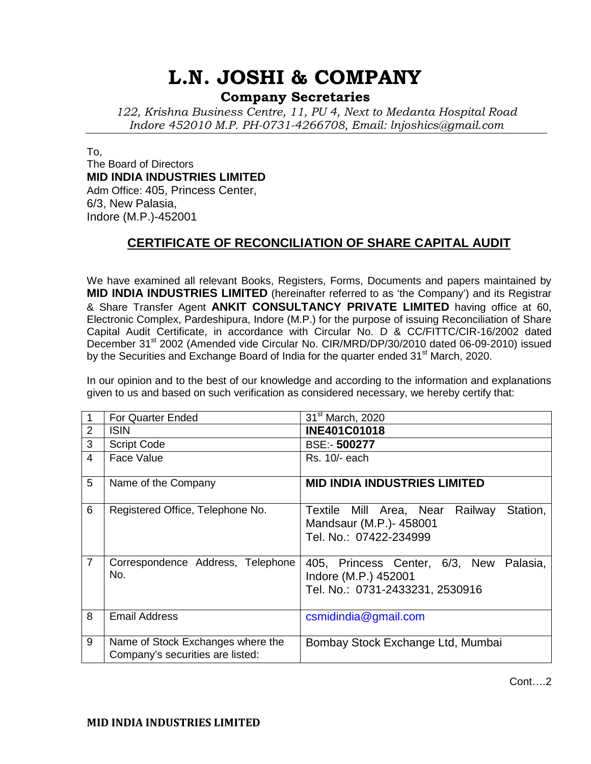# L.N. JOSHI & COMPANY

## Company Secretaries

*122, Krishna Business Centre, 11, PU 4, Next to Medanta Hospital Road*
*Indore 452010 M.P. PH-0731-4266708, Email: lnjoshics@gmail.com*

To,
The Board of Directors
**MID INDIA INDUSTRIES LIMITED**
Adm Office: 405, Princess Center,
6/3, New Palasia,
Indore (M.P.)-452001

## CERTIFICATE OF RECONCILIATION OF SHARE CAPITAL AUDIT

We have examined all relevant Books, Registers, Forms, Documents and papers maintained by **MID INDIA INDUSTRIES LIMITED** (hereinafter referred to as 'the Company') and its Registrar & Share Transfer Agent **ANKIT CONSULTANCY PRIVATE LIMITED** having office at 60, Electronic Complex, Pardeshipura, Indore (M.P.) for the purpose of issuing Reconciliation of Share Capital Audit Certificate, in accordance with Circular No. D & CC/FITTC/CIR-16/2002 dated December 31st 2002 (Amended vide Circular No. CIR/MRD/DP/30/2010 dated 06-09-2010) issued by the Securities and Exchange Board of India for the quarter ended 31st March, 2020.

In our opinion and to the best of our knowledge and according to the information and explanations given to us and based on such verification as considered necessary, we hereby certify that:

| | | |
|---|---|---|
| 1 | For Quarter Ended | 31st March, 2020 |
| 2 | ISIN | **INE401C01018** |
| 3 | Script Code | BSE:- **500277** |
| 4 | Face Value | Rs. 10/- each |
| 5 | Name of the Company | **MID INDIA INDUSTRIES LIMITED** |
| 6 | Registered Office, Telephone No. | Textile Mill Area, Near Railway Station, Mandsaur (M.P.)- 458001<br>Tel. No.: 07422-234999 |
| 7 | Correspondence Address, Telephone No. | 405, Princess Center, 6/3, New Palasia, Indore (M.P.) 452001<br>Tel. No.: 0731-2433231, 2530916 |
| 8 | Email Address | csmidindia@gmail.com |
| 9 | Name of Stock Exchanges where the Company's securities are listed: | Bombay Stock Exchange Ltd, Mumbai |

Cont….2

**MID INDIA INDUSTRIES LIMITED**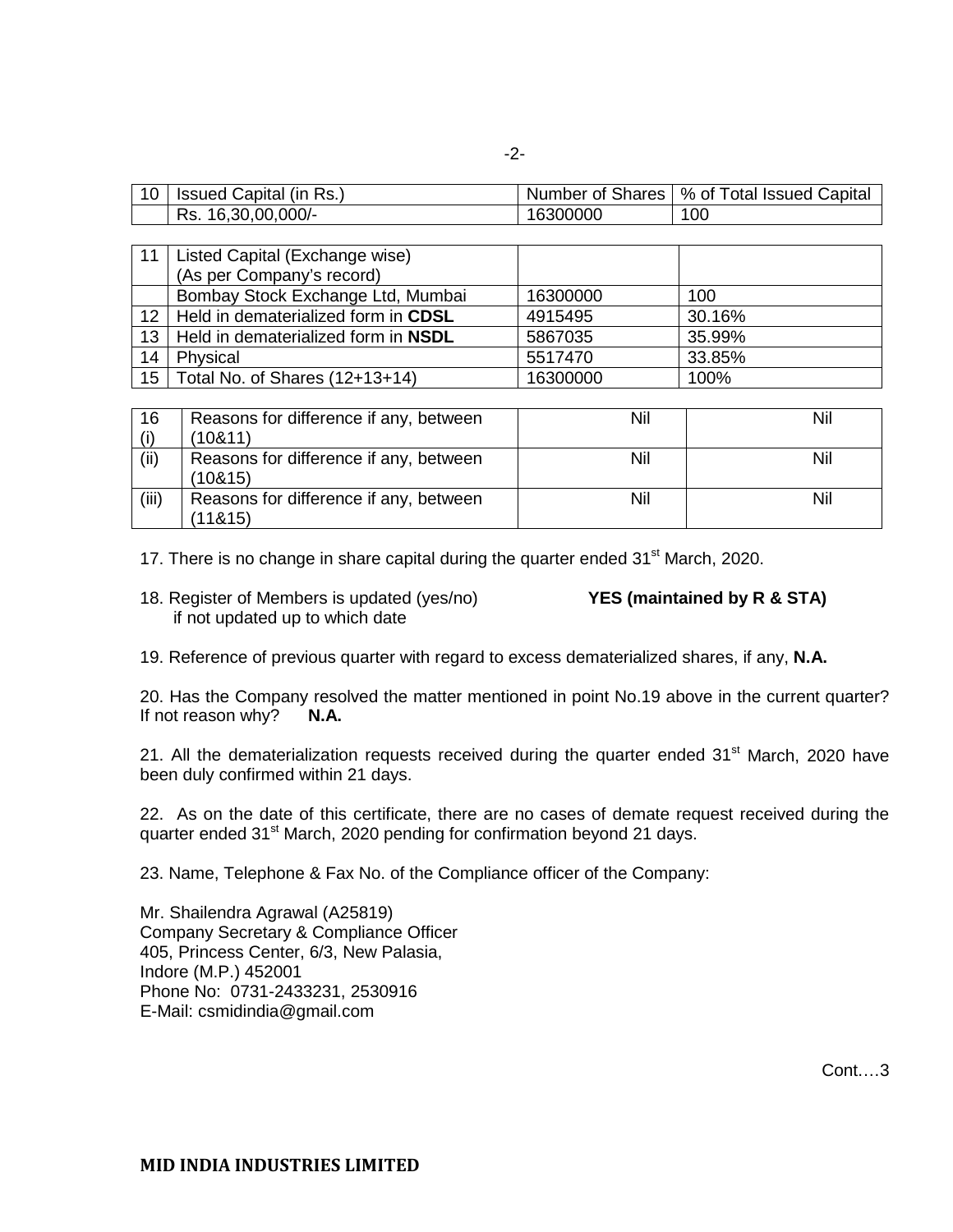| 10 | Issued Capital (in Rs.) | Number of Shares | % of Total Issued Capital |
|---|---|---|---|
| | Rs. 16,30,00,000/- | 16300000 | 100 |

| 11 | Listed Capital (Exchange wise) (As per Company's record) | | |
|---|---|---|---|
| | Bombay Stock Exchange Ltd, Mumbai | 16300000 | 100 |
| 12 | Held in dematerialized form in **CDSL** | 4915495 | 30.16% |
| 13 | Held in dematerialized form in **NSDL** | 5867035 | 35.99% |
| 14 | Physical | 5517470 | 33.85% |
| 15 | Total No. of Shares (12+13+14) | 16300000 | 100% |

| 16 (i) | Reasons for difference if any, between (10&11) | Nil | Nil |
|---|---|---|---|
| (ii) | Reasons for difference if any, between (10&15) | Nil | Nil |
| (iii) | Reasons for difference if any, between (11&15) | Nil | Nil |

17. There is no change in share capital during the quarter ended 31st March, 2020.

18. Register of Members is updated (yes/no) **YES (maintained by R & STA)**
if not updated up to which date

19. Reference of previous quarter with regard to excess dematerialized shares, if any, **N.A.**

20. Has the Company resolved the matter mentioned in point No.19 above in the current quarter? If not reason why? **N.A.**

21. All the dematerialization requests received during the quarter ended 31st March, 2020 have been duly confirmed within 21 days.

22. As on the date of this certificate, there are no cases of demate request received during the quarter ended 31st March, 2020 pending for confirmation beyond 21 days.

23. Name, Telephone & Fax No. of the Compliance officer of the Company:

Mr. Shailendra Agrawal (A25819)
Company Secretary & Compliance Officer
405, Princess Center, 6/3, New Palasia,
Indore (M.P.) 452001
Phone No: 0731-2433231, 2530916
E-Mail: csmidindia@gmail.com

Cont….3

**MID INDIA INDUSTRIES LIMITED**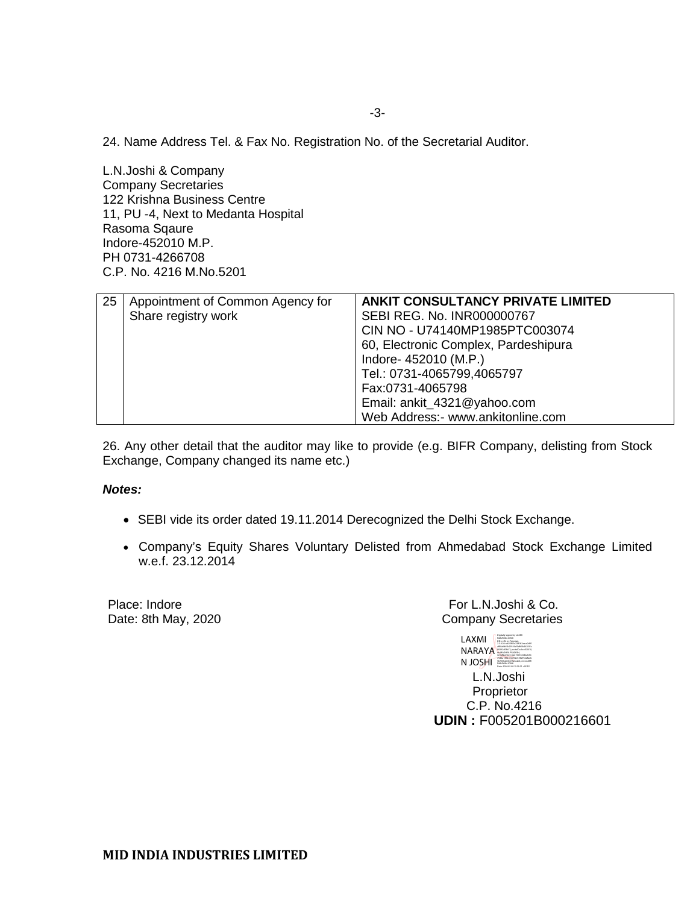24. Name Address Tel. & Fax No. Registration No. of the Secretarial Auditor.

L.N.Joshi & Company  
Company Secretaries  
122 Krishna Business Centre  
11, PU -4, Next to Medanta Hospital  
Rasoma Sqaure  
Indore-452010 M.P.  
PH 0731-4266708  
C.P. No. 4216 M.No.5201

| | | |
|---|---|---|
| 25 | Appointment of Common Agency for Share registry work | **ANKIT CONSULTANCY PRIVATE LIMITED**<br>SEBI REG. No. INR000000767<br>CIN NO - U74140MP1985PTC003074<br>60, Electronic Complex, Pardeshipura<br>Indore- 452010 (M.P.)<br>Tel.: 0731-4065799,4065797<br>Fax:0731-4065798<br>Email: ankit_4321@yahoo.com<br>Web Address:- www.ankitonline.com |

26. Any other detail that the auditor may like to provide (e.g. BIFR Company, delisting from Stock Exchange, Company changed its name etc.)

***Notes:***

- SEBI vide its order dated 19.11.2014 Derecognized the Delhi Stock Exchange.
- Company's Equity Shares Voluntary Delisted from Ahmedabad Stock Exchange Limited w.e.f. 23.12.2014

Place: Indore  
Date: 8th May, 2020

For L.N.Joshi & Co.  
Company Secretaries

LAXMI NARAYAN JOSHI

L.N.Joshi  
Proprietor  
C.P. No.4216  
**UDIN :** F005201B000216601

**MID INDIA INDUSTRIES LIMITED**